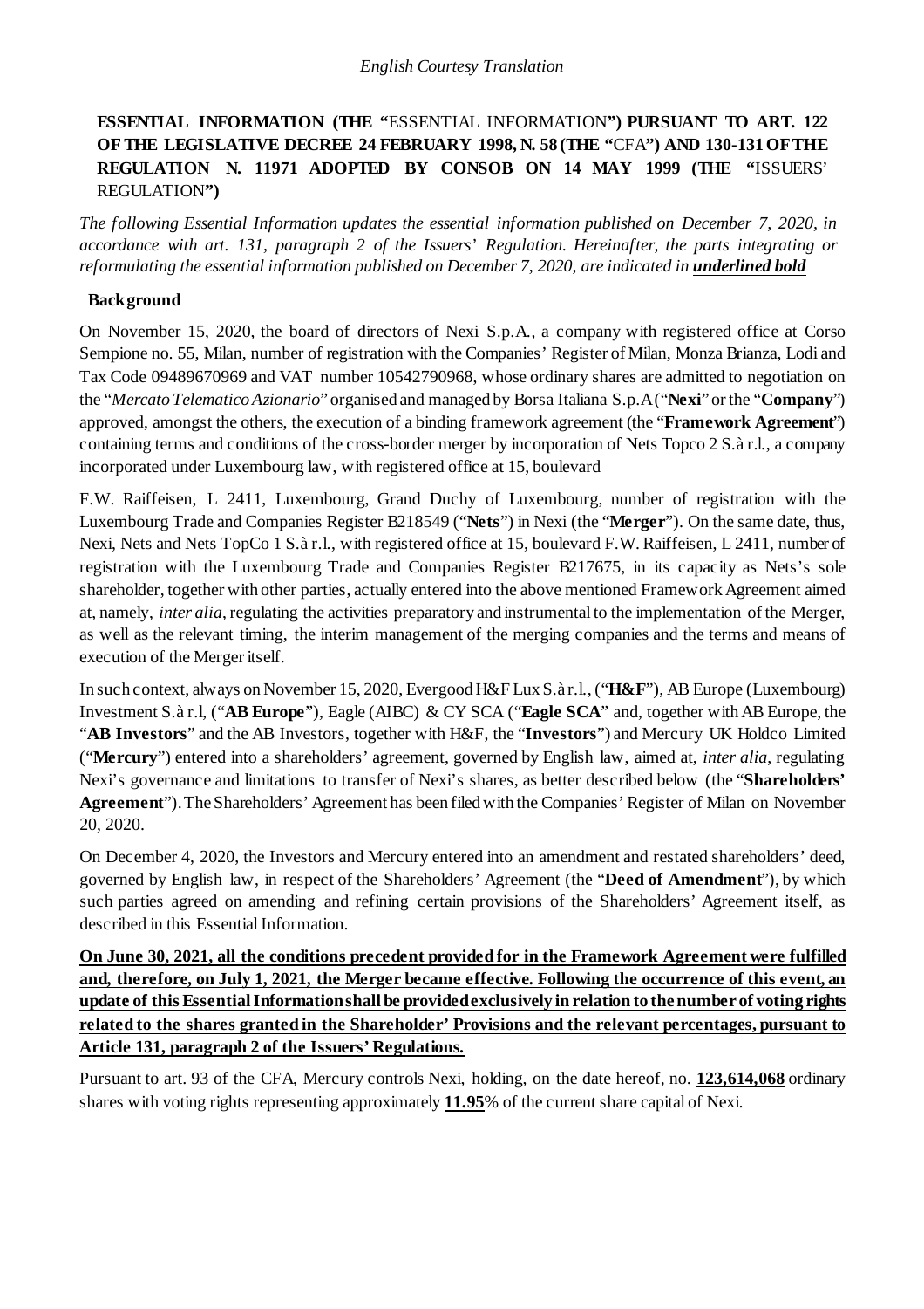*English Courtesy Translation*

**ESSENTIAL INFORMATION (THE "**ESSENTIAL INFORMATION**") PURSUANT TO ART. 122 OF THE LEGISLATIVE DECREE 24 FEBRUARY 1998, N. 58 (THE "**CFA**") AND 130-131 OF THE REGULATION N. 11971 ADOPTED BY CONSOB ON 14 MAY 1999 (THE "**ISSUERS' REGULATION**")**

*The following Essential Information updates the essential information published on December 7, 2020, in accordance with art. 131, paragraph 2 of the Issuers' Regulation. Hereinafter, the parts integrating or reformulating the essential information published on December 7, 2020, are indicated in **underlined bold***

**Background**

On November 15, 2020, the board of directors of Nexi S.p.A., a company with registered office at Corso Sempione no. 55, Milan, number of registration with the Companies' Register of Milan, Monza Brianza, Lodi and Tax Code 09489670969 and VAT number 10542790968, whose ordinary shares are admitted to negotiation on the "*Mercato Telematico Azionario*" organised and managed by Borsa Italiana S.p.A ("**Nexi**" or the "**Company**") approved, amongst the others, the execution of a binding framework agreement (the "**Framework Agreement**") containing terms and conditions of the cross-border merger by incorporation of Nets Topco 2 S.à r.l., a company incorporated under Luxembourg law, with registered office at 15, boulevard F.W. Raiffeisen, L 2411, Luxembourg, Grand Duchy of Luxembourg, number of registration with the Luxembourg Trade and Companies Register B218549 ("**Nets**") in Nexi (the "**Merger**"). On the same date, thus, Nexi, Nets and Nets TopCo 1 S.à r.l., with registered office at 15, boulevard F.W. Raiffeisen, L 2411, number of registration with the Luxembourg Trade and Companies Register B217675, in its capacity as Nets's sole shareholder, together with other parties, actually entered into the above mentioned Framework Agreement aimed at, namely, *inter alia*, regulating the activities preparatory and instrumental to the implementation of the Merger, as well as the relevant timing, the interim management of the merging companies and the terms and means of execution of the Merger itself.

In such context, always on November 15, 2020, Evergood H&F Lux S.à r.l., ("**H&F**"), AB Europe (Luxembourg) Investment S.à r.l, ("**AB Europe**"), Eagle (AIBC) & CY SCA ("**Eagle SCA**" and, together with AB Europe, the "**AB Investors**" and the AB Investors, together with H&F, the "**Investors**") and Mercury UK Holdco Limited ("**Mercury**") entered into a shareholders' agreement, governed by English law, aimed at, *inter alia*, regulating Nexi's governance and limitations to transfer of Nexi's shares, as better described below (the "**Shareholders' Agreement**"). The Shareholders' Agreement has been filed with the Companies' Register of Milan on November 20, 2020.

On December 4, 2020, the Investors and Mercury entered into an amendment and restated shareholders' deed, governed by English law, in respect of the Shareholders' Agreement (the "**Deed of Amendment**"), by which such parties agreed on amending and refining certain provisions of the Shareholders' Agreement itself, as described in this Essential Information.

<u>**On June 30, 2021, all the conditions precedent provided for in the Framework Agreement were fulfilled and, therefore, on July 1, 2021, the Merger became effective. Following the occurrence of this event, an update of this Essential Information shall be provided exclusively in relation to the number of voting rights related to the shares granted in the Shareholder' Provisions and the relevant percentages, pursuant to Article 131, paragraph 2 of the Issuers' Regulations.**</u>

Pursuant to art. 93 of the CFA, Mercury controls Nexi, holding, on the date hereof, no. <u>**123,614,068**</u> ordinary shares with voting rights representing approximately <u>**11.95**</u>% of the current share capital of Nexi.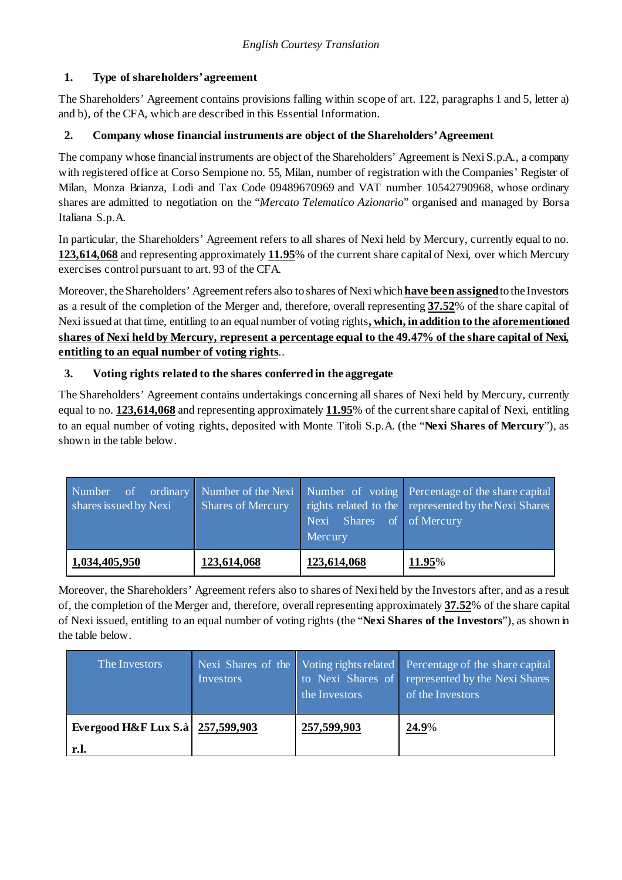*English Courtesy Translation*

## 1. Type of shareholders' agreement

The Shareholders' Agreement contains provisions falling within scope of art. 122, paragraphs 1 and 5, letter a) and b), of the CFA, which are described in this Essential Information.

## 2. Company whose financial instruments are object of the Shareholders' Agreement

The company whose financial instruments are object of the Shareholders' Agreement is Nexi S.p.A., a company with registered office at Corso Sempione no. 55, Milan, number of registration with the Companies' Register of Milan, Monza Brianza, Lodi and Tax Code 09489670969 and VAT number 10542790968, whose ordinary shares are admitted to negotiation on the "*Mercato Telematico Azionario*" organised and managed by Borsa Italiana S.p.A.

In particular, the Shareholders' Agreement refers to all shares of Nexi held by Mercury, currently equal to no. **123,614,068** and representing approximately **11.95**% of the current share capital of Nexi, over which Mercury exercises control pursuant to art. 93 of the CFA.

Moreover, the Shareholders' Agreement refers also to shares of Nexi which **have been assigned** to the Investors as a result of the completion of the Merger and, therefore, overall representing **37.52**% of the share capital of Nexi issued at that time, entitling to an equal number of voting rights**, which, in addition to the aforementioned shares of Nexi held by Mercury, represent a percentage equal to the 49.47% of the share capital of Nexi, entitling to an equal number of voting rights**..

## 3. Voting rights related to the shares conferred in the aggregate

The Shareholders' Agreement contains undertakings concerning all shares of Nexi held by Mercury, currently equal to no. **123,614,068** and representing approximately **11.95**% of the current share capital of Nexi, entitling to an equal number of voting rights, deposited with Monte Titoli S.p.A. (the "**Nexi Shares of Mercury**"), as shown in the table below.

| Number of ordinary shares issued by Nexi | Number of the Nexi Shares of Mercury | Number of voting rights related to the Nexi Shares of Mercury | Percentage of the share capital represented by the Nexi Shares of Mercury |
|---|---|---|---|
| **1,034,405,950** | **123,614,068** | **123,614,068** | **11.95**% |

Moreover, the Shareholders' Agreement refers also to shares of Nexi held by the Investors after, and as a result of, the completion of the Merger and, therefore, overall representing approximately **37.52**% of the share capital of Nexi issued, entitling to an equal number of voting rights (the "**Nexi Shares of the Investors**"), as shown in the table below.

| The Investors | Nexi Shares of the Investors | Voting rights related to Nexi Shares of the Investors | Percentage of the share capital represented by the Nexi Shares of the Investors |
|---|---|---|---|
| **Evergood H&F Lux S.à r.l.** | **257,599,903** | **257,599,903** | **24.9**% |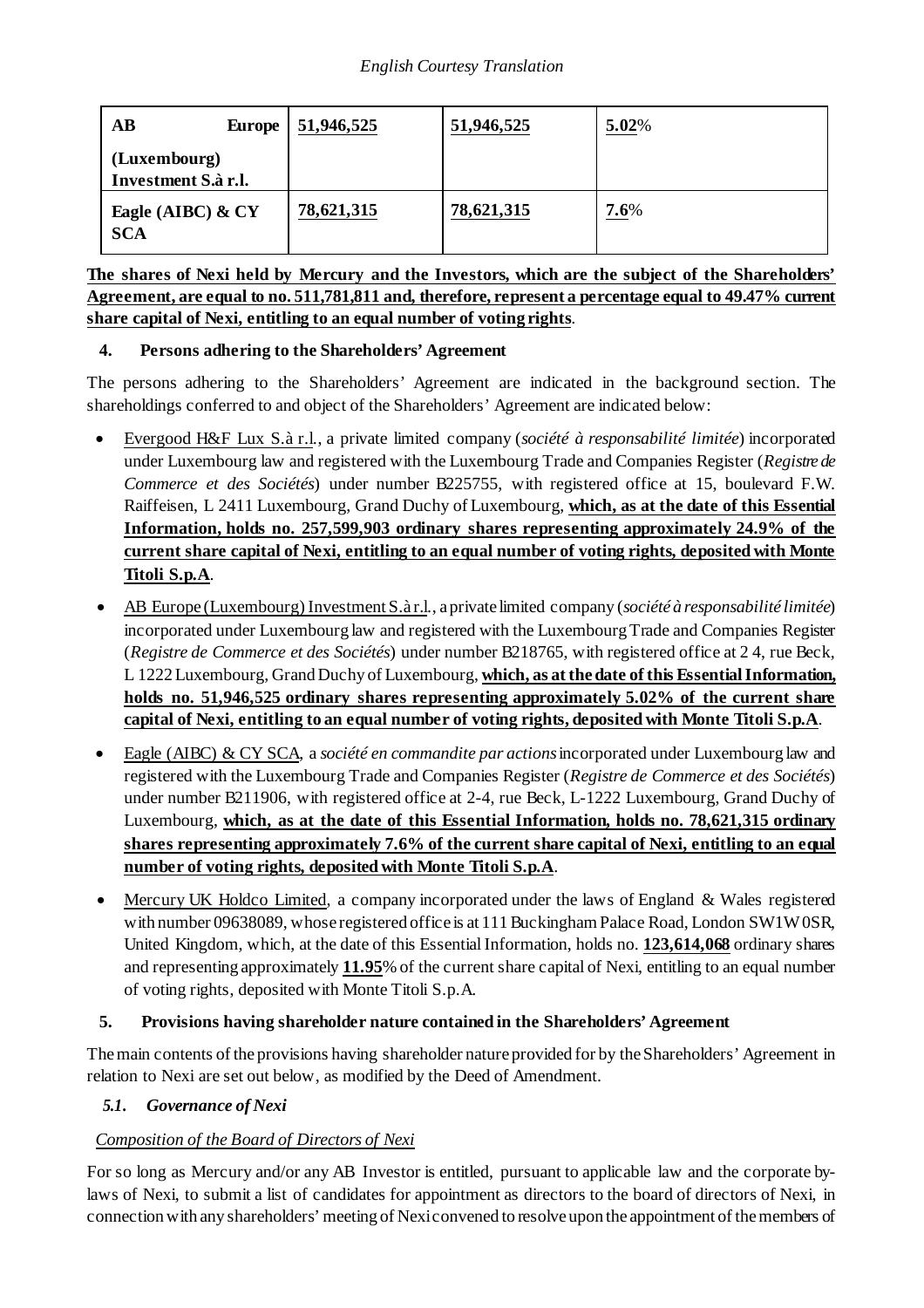| **AB Europe (Luxembourg) Investment S.à r.l.** | **51,946,525** | **51,946,525** | **5.02**% |
|---|---|---|---|
| **Eagle (AIBC) & CY SCA** | **78,621,315** | **78,621,315** | **7.6**% |

**The shares of Nexi held by Mercury and the Investors, which are the subject of the Shareholders' Agreement, are equal to no. 511,781,811 and, therefore, represent a percentage equal to 49.47% current share capital of Nexi, entitling to an equal number of voting rights**.

## 4. Persons adhering to the Shareholders' Agreement

The persons adhering to the Shareholders' Agreement are indicated in the background section. The shareholdings conferred to and object of the Shareholders' Agreement are indicated below:

- Evergood H&F Lux S.à r.l., a private limited company (*société à responsabilité limitée*) incorporated under Luxembourg law and registered with the Luxembourg Trade and Companies Register (*Registre de Commerce et des Sociétés*) under number B225755, with registered office at 15, boulevard F.W. Raiffeisen, L 2411 Luxembourg, Grand Duchy of Luxembourg, **which, as at the date of this Essential Information, holds no. 257,599,903 ordinary shares representing approximately 24.9% of the current share capital of Nexi, entitling to an equal number of voting rights, deposited with Monte Titoli S.p.A**.
- AB Europe (Luxembourg) Investment S.à r.l., a private limited company (*société à responsabilité limitée*) incorporated under Luxembourg law and registered with the Luxembourg Trade and Companies Register (*Registre de Commerce et des Sociétés*) under number B218765, with registered office at 2 4, rue Beck, L 1222 Luxembourg, Grand Duchy of Luxembourg, **which, as at the date of this Essential Information, holds no. 51,946,525 ordinary shares representing approximately 5.02% of the current share capital of Nexi, entitling to an equal number of voting rights, deposited with Monte Titoli S.p.A**.
- Eagle (AIBC) & CY SCA, a *société en commandite par actions* incorporated under Luxembourg law and registered with the Luxembourg Trade and Companies Register (*Registre de Commerce et des Sociétés*) under number B211906, with registered office at 2-4, rue Beck, L-1222 Luxembourg, Grand Duchy of Luxembourg, **which, as at the date of this Essential Information, holds no. 78,621,315 ordinary shares representing approximately 7.6% of the current share capital of Nexi, entitling to an equal number of voting rights, deposited with Monte Titoli S.p.A**.
- Mercury UK Holdco Limited, a company incorporated under the laws of England & Wales registered with number 09638089, whose registered office is at 111 Buckingham Palace Road, London SW1W 0SR, United Kingdom, which, at the date of this Essential Information, holds no. **123,614,068** ordinary shares and representing approximately **11.95**% of the current share capital of Nexi, entitling to an equal number of voting rights, deposited with Monte Titoli S.p.A.

## 5. Provisions having shareholder nature contained in the Shareholders' Agreement

The main contents of the provisions having shareholder nature provided for by the Shareholders' Agreement in relation to Nexi are set out below, as modified by the Deed of Amendment.

### *5.1. Governance of Nexi*

*Composition of the Board of Directors of Nexi*

For so long as Mercury and/or any AB Investor is entitled, pursuant to applicable law and the corporate by-laws of Nexi, to submit a list of candidates for appointment as directors to the board of directors of Nexi, in connection with any shareholders' meeting of Nexi convened to resolve upon the appointment of the members of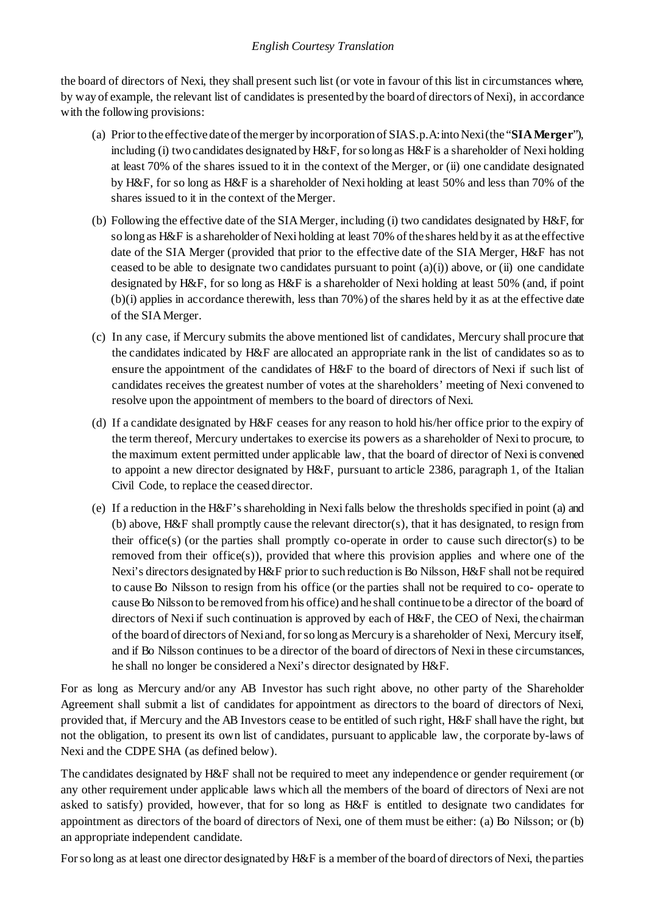the board of directors of Nexi, they shall present such list (or vote in favour of this list in circumstances where, by way of example, the relevant list of candidates is presented by the board of directors of Nexi), in accordance with the following provisions:

(a) Prior to the effective date of the merger by incorporation of SIA S.p.A. into Nexi (the "**SIA Merger**"), including (i) two candidates designated by H&F, for so long as H&F is a shareholder of Nexi holding at least 70% of the shares issued to it in the context of the Merger, or (ii) one candidate designated by H&F, for so long as H&F is a shareholder of Nexi holding at least 50% and less than 70% of the shares issued to it in the context of the Merger.

(b) Following the effective date of the SIA Merger, including (i) two candidates designated by H&F, for so long as H&F is a shareholder of Nexi holding at least 70% of the shares held by it as at the effective date of the SIA Merger (provided that prior to the effective date of the SIA Merger, H&F has not ceased to be able to designate two candidates pursuant to point (a)(i)) above, or (ii) one candidate designated by H&F, for so long as H&F is a shareholder of Nexi holding at least 50% (and, if point (b)(i) applies in accordance therewith, less than 70%) of the shares held by it as at the effective date of the SIA Merger.

(c) In any case, if Mercury submits the above mentioned list of candidates, Mercury shall procure that the candidates indicated by H&F are allocated an appropriate rank in the list of candidates so as to ensure the appointment of the candidates of H&F to the board of directors of Nexi if such list of candidates receives the greatest number of votes at the shareholders' meeting of Nexi convened to resolve upon the appointment of members to the board of directors of Nexi.

(d) If a candidate designated by H&F ceases for any reason to hold his/her office prior to the expiry of the term thereof, Mercury undertakes to exercise its powers as a shareholder of Nexi to procure, to the maximum extent permitted under applicable law, that the board of director of Nexi is convened to appoint a new director designated by H&F, pursuant to article 2386, paragraph 1, of the Italian Civil Code, to replace the ceased director.

(e) If a reduction in the H&F's shareholding in Nexi falls below the thresholds specified in point (a) and (b) above, H&F shall promptly cause the relevant director(s), that it has designated, to resign from their office(s) (or the parties shall promptly co-operate in order to cause such director(s) to be removed from their office(s)), provided that where this provision applies and where one of the Nexi's directors designated by H&F prior to such reduction is Bo Nilsson, H&F shall not be required to cause Bo Nilsson to resign from his office (or the parties shall not be required to co- operate to cause Bo Nilsson to be removed from his office) and he shall continue to be a director of the board of directors of Nexi if such continuation is approved by each of H&F, the CEO of Nexi, the chairman of the board of directors of Nexi and, for so long as Mercury is a shareholder of Nexi, Mercury itself, and if Bo Nilsson continues to be a director of the board of directors of Nexi in these circumstances, he shall no longer be considered a Nexi's director designated by H&F.

For as long as Mercury and/or any AB Investor has such right above, no other party of the Shareholder Agreement shall submit a list of candidates for appointment as directors to the board of directors of Nexi, provided that, if Mercury and the AB Investors cease to be entitled of such right, H&F shall have the right, but not the obligation, to present its own list of candidates, pursuant to applicable law, the corporate by-laws of Nexi and the CDPE SHA (as defined below).

The candidates designated by H&F shall not be required to meet any independence or gender requirement (or any other requirement under applicable laws which all the members of the board of directors of Nexi are not asked to satisfy) provided, however, that for so long as H&F is entitled to designate two candidates for appointment as directors of the board of directors of Nexi, one of them must be either: (a) Bo Nilsson; or (b) an appropriate independent candidate.

For so long as at least one director designated by H&F is a member of the board of directors of Nexi, the parties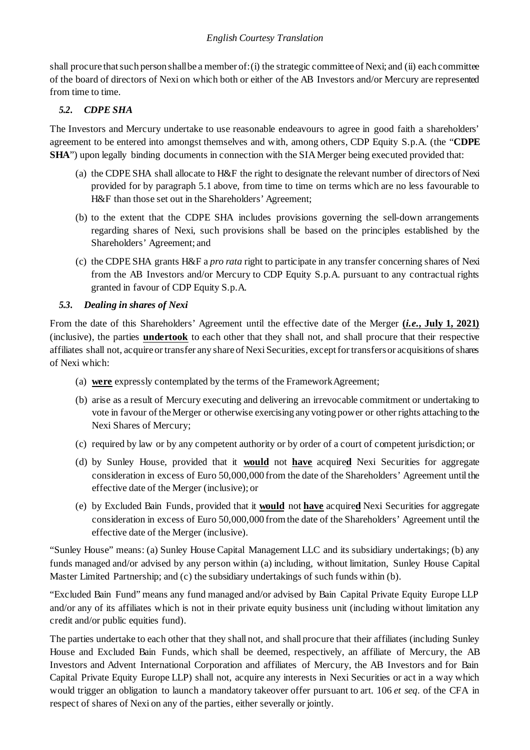shall procure that such person shall be a member of: (i) the strategic committee of Nexi; and (ii) each committee of the board of directors of Nexi on which both or either of the AB Investors and/or Mercury are represented from time to time.

### *5.2. CDPE SHA*

The Investors and Mercury undertake to use reasonable endeavours to agree in good faith a shareholders' agreement to be entered into amongst themselves and with, among others, CDP Equity S.p.A. (the "**CDPE SHA**") upon legally binding documents in connection with the SIA Merger being executed provided that:

(a) the CDPE SHA shall allocate to H&F the right to designate the relevant number of directors of Nexi provided for by paragraph 5.1 above, from time to time on terms which are no less favourable to H&F than those set out in the Shareholders' Agreement;

(b) to the extent that the CDPE SHA includes provisions governing the sell-down arrangements regarding shares of Nexi, such provisions shall be based on the principles established by the Shareholders' Agreement; and

(c) the CDPE SHA grants H&F a *pro rata* right to participate in any transfer concerning shares of Nexi from the AB Investors and/or Mercury to CDP Equity S.p.A. pursuant to any contractual rights granted in favour of CDP Equity S.p.A.

### *5.3. Dealing in shares of Nexi*

From the date of this Shareholders' Agreement until the effective date of the Merger **(*i.e.*, July 1, 2021)** (inclusive), the parties **undertook** to each other that they shall not, and shall procure that their respective affiliates shall not, acquire or transfer any share of Nexi Securities, except for transfers or acquisitions of shares of Nexi which:

(a) **were** expressly contemplated by the terms of the Framework Agreement;

(b) arise as a result of Mercury executing and delivering an irrevocable commitment or undertaking to vote in favour of the Merger or otherwise exercising any voting power or other rights attaching to the Nexi Shares of Mercury;

(c) required by law or by any competent authority or by order of a court of competent jurisdiction; or

(d) by Sunley House, provided that it **would** not **have** acquire**d** Nexi Securities for aggregate consideration in excess of Euro 50,000,000 from the date of the Shareholders' Agreement until the effective date of the Merger (inclusive); or

(e) by Excluded Bain Funds, provided that it **would** not **have** acquire**d** Nexi Securities for aggregate consideration in excess of Euro 50,000,000 from the date of the Shareholders' Agreement until the effective date of the Merger (inclusive).

"Sunley House" means: (a) Sunley House Capital Management LLC and its subsidiary undertakings; (b) any funds managed and/or advised by any person within (a) including, without limitation, Sunley House Capital Master Limited Partnership; and (c) the subsidiary undertakings of such funds within (b).

"Excluded Bain Fund" means any fund managed and/or advised by Bain Capital Private Equity Europe LLP and/or any of its affiliates which is not in their private equity business unit (including without limitation any credit and/or public equities fund).

The parties undertake to each other that they shall not, and shall procure that their affiliates (including Sunley House and Excluded Bain Funds, which shall be deemed, respectively, an affiliate of Mercury, the AB Investors and Advent International Corporation and affiliates of Mercury, the AB Investors and for Bain Capital Private Equity Europe LLP) shall not, acquire any interests in Nexi Securities or act in a way which would trigger an obligation to launch a mandatory takeover offer pursuant to art. 106 *et seq*. of the CFA in respect of shares of Nexi on any of the parties, either severally or jointly.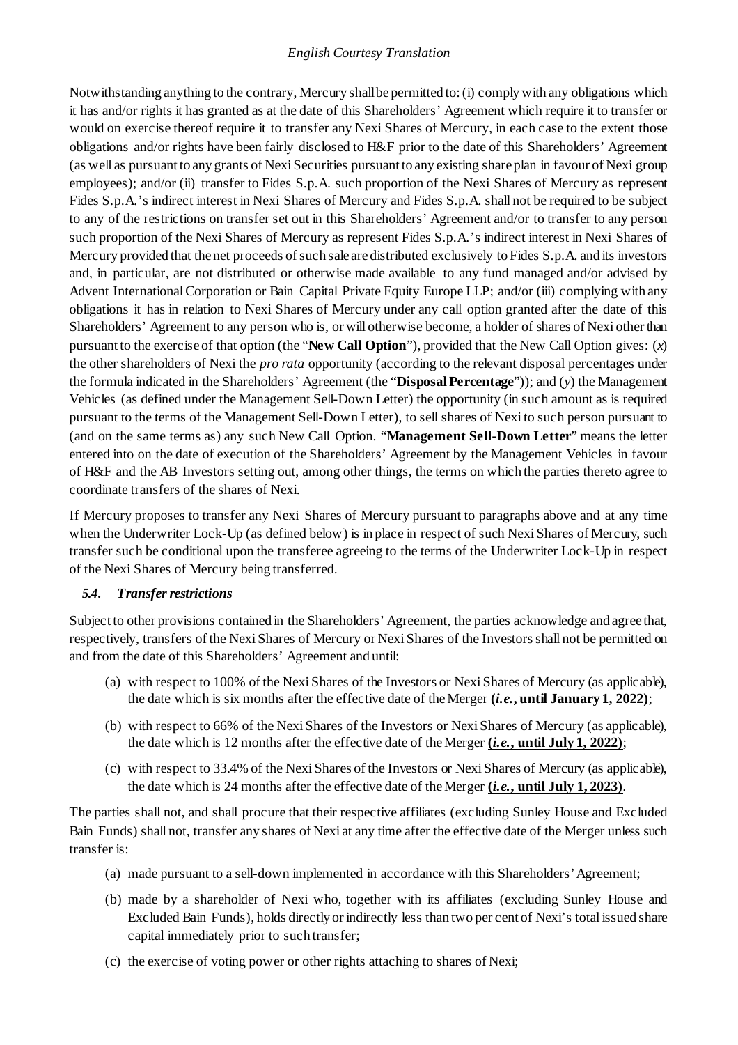Notwithstanding anything to the contrary, Mercury shall be permitted to: (i) comply with any obligations which it has and/or rights it has granted as at the date of this Shareholders' Agreement which require it to transfer or would on exercise thereof require it to transfer any Nexi Shares of Mercury, in each case to the extent those obligations and/or rights have been fairly disclosed to H&F prior to the date of this Shareholders' Agreement (as well as pursuant to any grants of Nexi Securities pursuant to any existing share plan in favour of Nexi group employees); and/or (ii) transfer to Fides S.p.A. such proportion of the Nexi Shares of Mercury as represent Fides S.p.A.'s indirect interest in Nexi Shares of Mercury and Fides S.p.A. shall not be required to be subject to any of the restrictions on transfer set out in this Shareholders' Agreement and/or to transfer to any person such proportion of the Nexi Shares of Mercury as represent Fides S.p.A.'s indirect interest in Nexi Shares of Mercury provided that the net proceeds of such sale are distributed exclusively to Fides S.p.A. and its investors and, in particular, are not distributed or otherwise made available to any fund managed and/or advised by Advent International Corporation or Bain Capital Private Equity Europe LLP; and/or (iii) complying with any obligations it has in relation to Nexi Shares of Mercury under any call option granted after the date of this Shareholders' Agreement to any person who is, or will otherwise become, a holder of shares of Nexi other than pursuant to the exercise of that option (the "**New Call Option**"), provided that the New Call Option gives: (*x*) the other shareholders of Nexi the *pro rata* opportunity (according to the relevant disposal percentages under the formula indicated in the Shareholders' Agreement (the "**Disposal Percentage**")); and (*y*) the Management Vehicles (as defined under the Management Sell-Down Letter) the opportunity (in such amount as is required pursuant to the terms of the Management Sell-Down Letter), to sell shares of Nexi to such person pursuant to (and on the same terms as) any such New Call Option. "**Management Sell-Down Letter**" means the letter entered into on the date of execution of the Shareholders' Agreement by the Management Vehicles in favour of H&F and the AB Investors setting out, among other things, the terms on which the parties thereto agree to coordinate transfers of the shares of Nexi.

If Mercury proposes to transfer any Nexi Shares of Mercury pursuant to paragraphs above and at any time when the Underwriter Lock-Up (as defined below) is in place in respect of such Nexi Shares of Mercury, such transfer such be conditional upon the transferee agreeing to the terms of the Underwriter Lock-Up in respect of the Nexi Shares of Mercury being transferred.

### *5.4. Transfer restrictions*

Subject to other provisions contained in the Shareholders' Agreement, the parties acknowledge and agree that, respectively, transfers of the Nexi Shares of Mercury or Nexi Shares of the Investors shall not be permitted on and from the date of this Shareholders' Agreement and until:

(a) with respect to 100% of the Nexi Shares of the Investors or Nexi Shares of Mercury (as applicable), the date which is six months after the effective date of the Merger **(*i.e.*, until January 1, 2022)**;

(b) with respect to 66% of the Nexi Shares of the Investors or Nexi Shares of Mercury (as applicable), the date which is 12 months after the effective date of the Merger **(*i.e.*, until July 1, 2022)**;

(c) with respect to 33.4% of the Nexi Shares of the Investors or Nexi Shares of Mercury (as applicable), the date which is 24 months after the effective date of the Merger **(*i.e.*, until July 1, 2023)**.

The parties shall not, and shall procure that their respective affiliates (excluding Sunley House and Excluded Bain Funds) shall not, transfer any shares of Nexi at any time after the effective date of the Merger unless such transfer is:

(a) made pursuant to a sell-down implemented in accordance with this Shareholders' Agreement;

(b) made by a shareholder of Nexi who, together with its affiliates (excluding Sunley House and Excluded Bain Funds), holds directly or indirectly less than two per cent of Nexi's total issued share capital immediately prior to such transfer;

(c) the exercise of voting power or other rights attaching to shares of Nexi;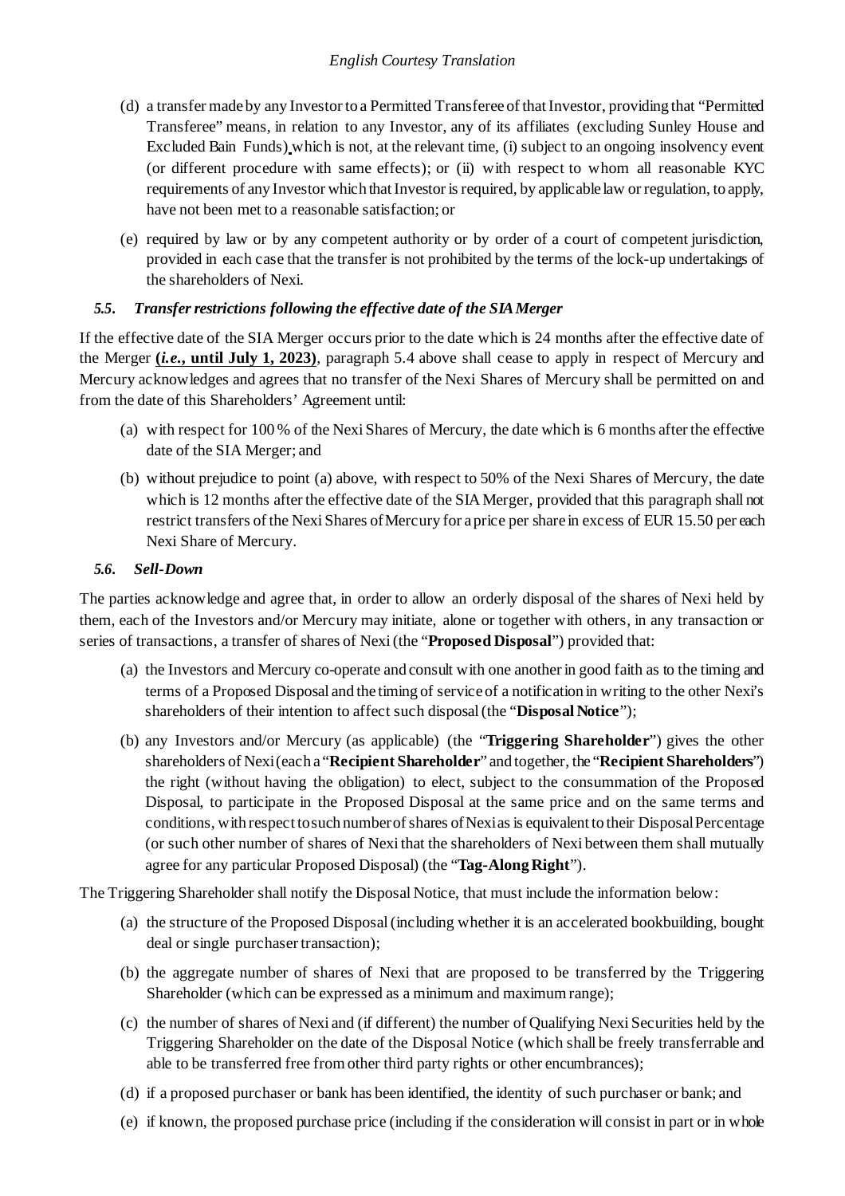(d) a transfer made by any Investor to a Permitted Transferee of that Investor, providing that "Permitted Transferee" means, in relation to any Investor, any of its affiliates (excluding Sunley House and Excluded Bain Funds) which is not, at the relevant time, (i) subject to an ongoing insolvency event (or different procedure with same effects); or (ii) with respect to whom all reasonable KYC requirements of any Investor which that Investor is required, by applicable law or regulation, to apply, have not been met to a reasonable satisfaction; or

(e) required by law or by any competent authority or by order of a court of competent jurisdiction, provided in each case that the transfer is not prohibited by the terms of the lock-up undertakings of the shareholders of Nexi.

### *5.5. Transfer restrictions following the effective date of the SIA Merger*

If the effective date of the SIA Merger occurs prior to the date which is 24 months after the effective date of the Merger **(*i.e.*, until July 1, 2023)**, paragraph 5.4 above shall cease to apply in respect of Mercury and Mercury acknowledges and agrees that no transfer of the Nexi Shares of Mercury shall be permitted on and from the date of this Shareholders' Agreement until:

(a) with respect for 100 % of the Nexi Shares of Mercury, the date which is 6 months after the effective date of the SIA Merger; and

(b) without prejudice to point (a) above, with respect to 50% of the Nexi Shares of Mercury, the date which is 12 months after the effective date of the SIA Merger, provided that this paragraph shall not restrict transfers of the Nexi Shares of Mercury for a price per share in excess of EUR 15.50 per each Nexi Share of Mercury.

### *5.6. Sell-Down*

The parties acknowledge and agree that, in order to allow an orderly disposal of the shares of Nexi held by them, each of the Investors and/or Mercury may initiate, alone or together with others, in any transaction or series of transactions, a transfer of shares of Nexi (the "**Proposed Disposal**") provided that:

(a) the Investors and Mercury co-operate and consult with one another in good faith as to the timing and terms of a Proposed Disposal and the timing of service of a notification in writing to the other Nexi's shareholders of their intention to affect such disposal (the "**Disposal Notice**");

(b) any Investors and/or Mercury (as applicable) (the "**Triggering Shareholder**") gives the other shareholders of Nexi (each a "**Recipient Shareholder**" and together, the "**Recipient Shareholders**") the right (without having the obligation) to elect, subject to the consummation of the Proposed Disposal, to participate in the Proposed Disposal at the same price and on the same terms and conditions, with respect to such number of shares of Nexi as is equivalent to their Disposal Percentage (or such other number of shares of Nexi that the shareholders of Nexi between them shall mutually agree for any particular Proposed Disposal) (the "**Tag-Along Right**").

The Triggering Shareholder shall notify the Disposal Notice, that must include the information below:

(a) the structure of the Proposed Disposal (including whether it is an accelerated bookbuilding, bought deal or single purchaser transaction);

(b) the aggregate number of shares of Nexi that are proposed to be transferred by the Triggering Shareholder (which can be expressed as a minimum and maximum range);

(c) the number of shares of Nexi and (if different) the number of Qualifying Nexi Securities held by the Triggering Shareholder on the date of the Disposal Notice (which shall be freely transferrable and able to be transferred free from other third party rights or other encumbrances);

(d) if a proposed purchaser or bank has been identified, the identity of such purchaser or bank; and

(e) if known, the proposed purchase price (including if the consideration will consist in part or in whole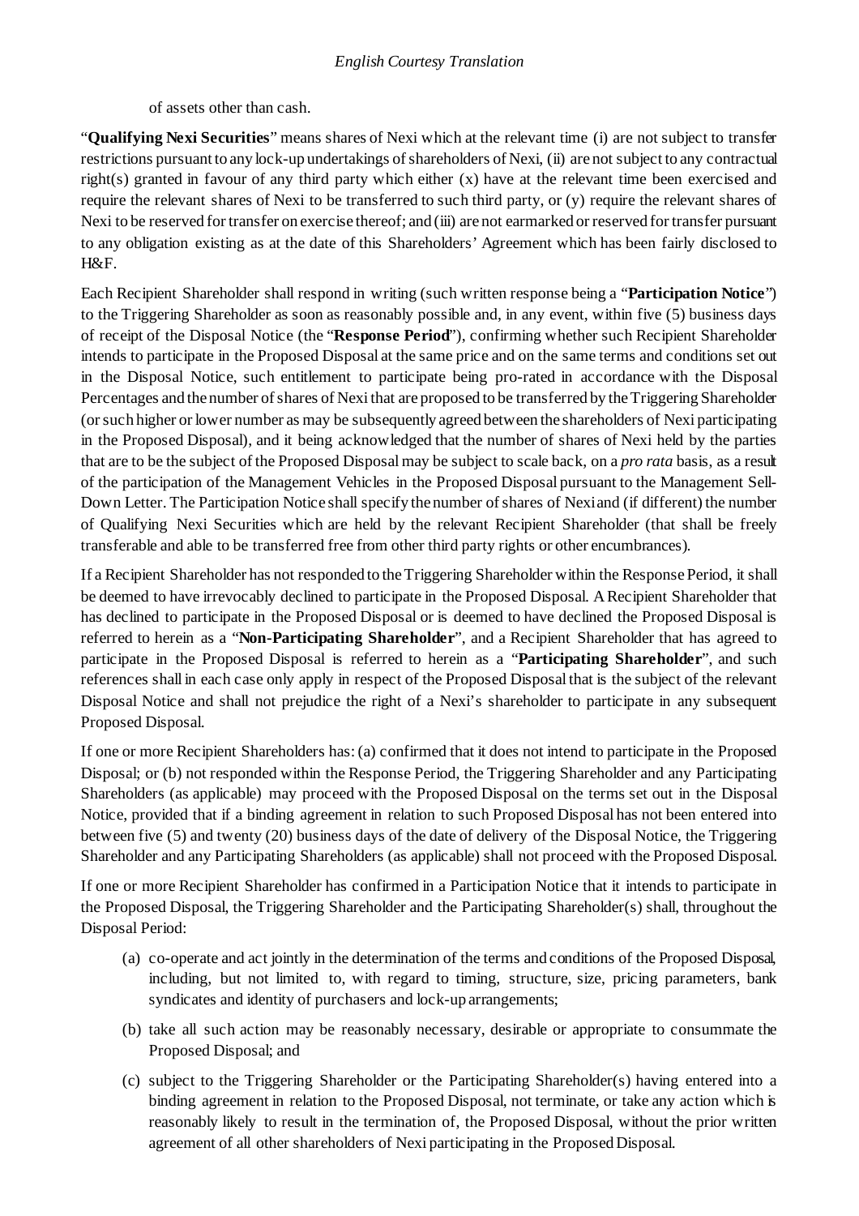of assets other than cash.

"**Qualifying Nexi Securities**" means shares of Nexi which at the relevant time (i) are not subject to transfer restrictions pursuant to any lock-up undertakings of shareholders of Nexi, (ii) are not subject to any contractual right(s) granted in favour of any third party which either (x) have at the relevant time been exercised and require the relevant shares of Nexi to be transferred to such third party, or (y) require the relevant shares of Nexi to be reserved for transfer on exercise thereof; and (iii) are not earmarked or reserved for transfer pursuant to any obligation existing as at the date of this Shareholders' Agreement which has been fairly disclosed to H&F.

Each Recipient Shareholder shall respond in writing (such written response being a "**Participation Notice**") to the Triggering Shareholder as soon as reasonably possible and, in any event, within five (5) business days of receipt of the Disposal Notice (the "**Response Period**"), confirming whether such Recipient Shareholder intends to participate in the Proposed Disposal at the same price and on the same terms and conditions set out in the Disposal Notice, such entitlement to participate being pro-rated in accordance with the Disposal Percentages and the number of shares of Nexi that are proposed to be transferred by the Triggering Shareholder (or such higher or lower number as may be subsequently agreed between the shareholders of Nexi participating in the Proposed Disposal), and it being acknowledged that the number of shares of Nexi held by the parties that are to be the subject of the Proposed Disposal may be subject to scale back, on a *pro rata* basis, as a result of the participation of the Management Vehicles in the Proposed Disposal pursuant to the Management Sell-Down Letter. The Participation Notice shall specify the number of shares of Nexi and (if different) the number of Qualifying Nexi Securities which are held by the relevant Recipient Shareholder (that shall be freely transferable and able to be transferred free from other third party rights or other encumbrances).

If a Recipient Shareholder has not responded to the Triggering Shareholder within the Response Period, it shall be deemed to have irrevocably declined to participate in the Proposed Disposal. A Recipient Shareholder that has declined to participate in the Proposed Disposal or is deemed to have declined the Proposed Disposal is referred to herein as a "**Non-Participating Shareholder**", and a Recipient Shareholder that has agreed to participate in the Proposed Disposal is referred to herein as a "**Participating Shareholder**", and such references shall in each case only apply in respect of the Proposed Disposal that is the subject of the relevant Disposal Notice and shall not prejudice the right of a Nexi's shareholder to participate in any subsequent Proposed Disposal.

If one or more Recipient Shareholders has: (a) confirmed that it does not intend to participate in the Proposed Disposal; or (b) not responded within the Response Period, the Triggering Shareholder and any Participating Shareholders (as applicable) may proceed with the Proposed Disposal on the terms set out in the Disposal Notice, provided that if a binding agreement in relation to such Proposed Disposal has not been entered into between five (5) and twenty (20) business days of the date of delivery of the Disposal Notice, the Triggering Shareholder and any Participating Shareholders (as applicable) shall not proceed with the Proposed Disposal.

If one or more Recipient Shareholder has confirmed in a Participation Notice that it intends to participate in the Proposed Disposal, the Triggering Shareholder and the Participating Shareholder(s) shall, throughout the Disposal Period:

(a) co-operate and act jointly in the determination of the terms and conditions of the Proposed Disposal, including, but not limited to, with regard to timing, structure, size, pricing parameters, bank syndicates and identity of purchasers and lock-up arrangements;

(b) take all such action may be reasonably necessary, desirable or appropriate to consummate the Proposed Disposal; and

(c) subject to the Triggering Shareholder or the Participating Shareholder(s) having entered into a binding agreement in relation to the Proposed Disposal, not terminate, or take any action which is reasonably likely to result in the termination of, the Proposed Disposal, without the prior written agreement of all other shareholders of Nexi participating in the Proposed Disposal.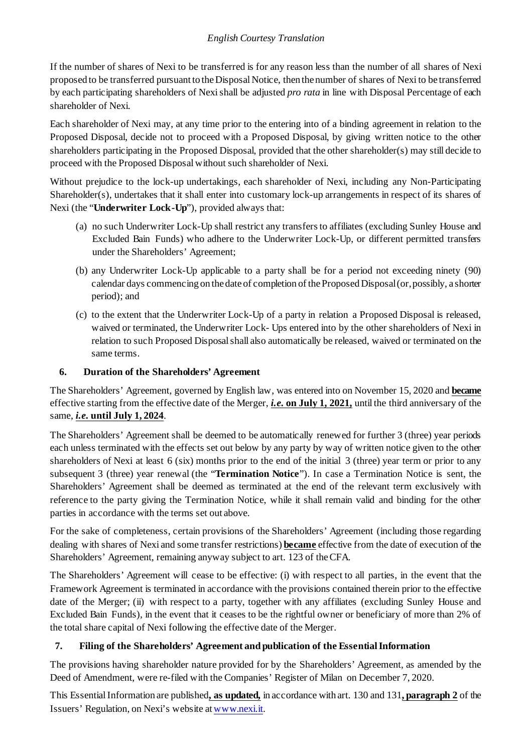If the number of shares of Nexi to be transferred is for any reason less than the number of all shares of Nexi proposed to be transferred pursuant to the Disposal Notice, then the number of shares of Nexi to be transferred by each participating shareholders of Nexi shall be adjusted *pro rata* in line with Disposal Percentage of each shareholder of Nexi.

Each shareholder of Nexi may, at any time prior to the entering into of a binding agreement in relation to the Proposed Disposal, decide not to proceed with a Proposed Disposal, by giving written notice to the other shareholders participating in the Proposed Disposal, provided that the other shareholder(s) may still decide to proceed with the Proposed Disposal without such shareholder of Nexi.

Without prejudice to the lock-up undertakings, each shareholder of Nexi, including any Non-Participating Shareholder(s), undertakes that it shall enter into customary lock-up arrangements in respect of its shares of Nexi (the "**Underwriter Lock-Up**"), provided always that:

(a) no such Underwriter Lock-Up shall restrict any transfers to affiliates (excluding Sunley House and Excluded Bain Funds) who adhere to the Underwriter Lock-Up, or different permitted transfers under the Shareholders' Agreement;

(b) any Underwriter Lock-Up applicable to a party shall be for a period not exceeding ninety (90) calendar days commencing on the date of completion of the Proposed Disposal (or, possibly, a shorter period); and

(c) to the extent that the Underwriter Lock-Up of a party in relation a Proposed Disposal is released, waived or terminated, the Underwriter Lock- Ups entered into by the other shareholders of Nexi in relation to such Proposed Disposal shall also automatically be released, waived or terminated on the same terms.

## 6. Duration of the Shareholders' Agreement

The Shareholders' Agreement, governed by English law, was entered into on November 15, 2020 and **became** effective starting from the effective date of the Merger, ***i.e.* on July 1, 2021,** until the third anniversary of the same, ***i.e.* until July 1, 2024**.

The Shareholders' Agreement shall be deemed to be automatically renewed for further 3 (three) year periods each unless terminated with the effects set out below by any party by way of written notice given to the other shareholders of Nexi at least 6 (six) months prior to the end of the initial 3 (three) year term or prior to any subsequent 3 (three) year renewal (the "**Termination Notice**"). In case a Termination Notice is sent, the Shareholders' Agreement shall be deemed as terminated at the end of the relevant term exclusively with reference to the party giving the Termination Notice, while it shall remain valid and binding for the other parties in accordance with the terms set out above.

For the sake of completeness, certain provisions of the Shareholders' Agreement (including those regarding dealing with shares of Nexi and some transfer restrictions) **became** effective from the date of execution of the Shareholders' Agreement, remaining anyway subject to art. 123 of the CFA.

The Shareholders' Agreement will cease to be effective: (i) with respect to all parties, in the event that the Framework Agreement is terminated in accordance with the provisions contained therein prior to the effective date of the Merger; (ii) with respect to a party, together with any affiliates (excluding Sunley House and Excluded Bain Funds), in the event that it ceases to be the rightful owner or beneficiary of more than 2% of the total share capital of Nexi following the effective date of the Merger.

## 7. Filing of the Shareholders' Agreement and publication of the Essential Information

The provisions having shareholder nature provided for by the Shareholders' Agreement, as amended by the Deed of Amendment, were re-filed with the Companies' Register of Milan on December 7, 2020.

This Essential Information are published**, as updated,** in accordance with art. 130 and 131**, paragraph 2** of the Issuers' Regulation, on Nexi's website at www.nexi.it.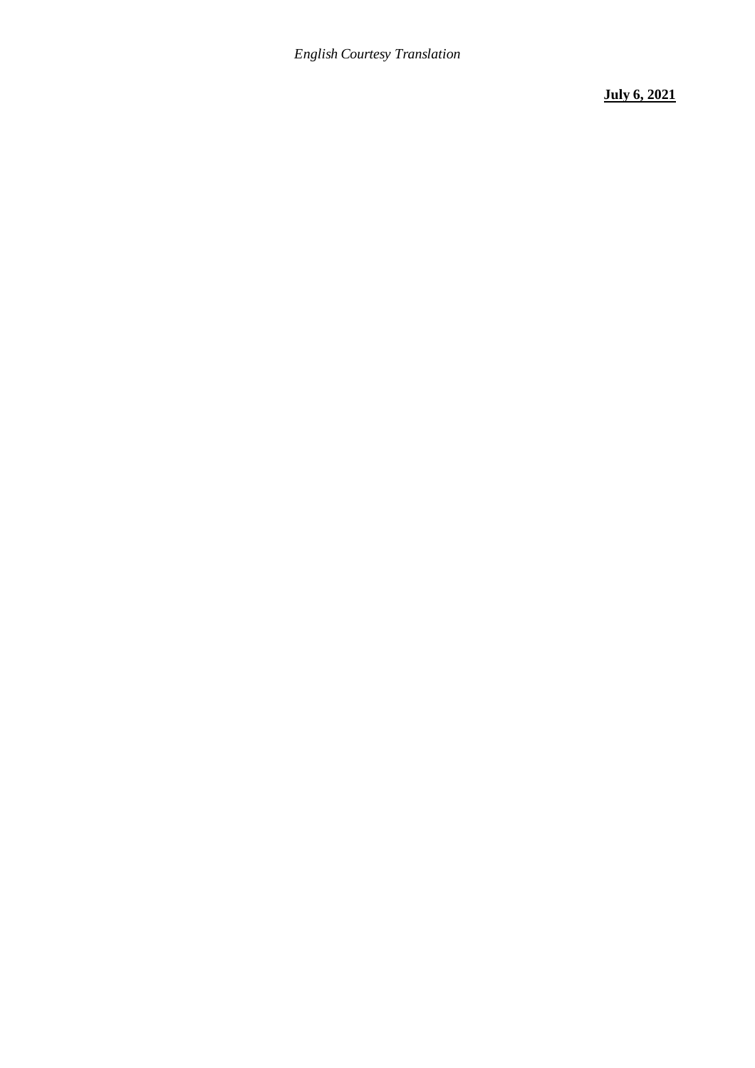**July 6, 2021**